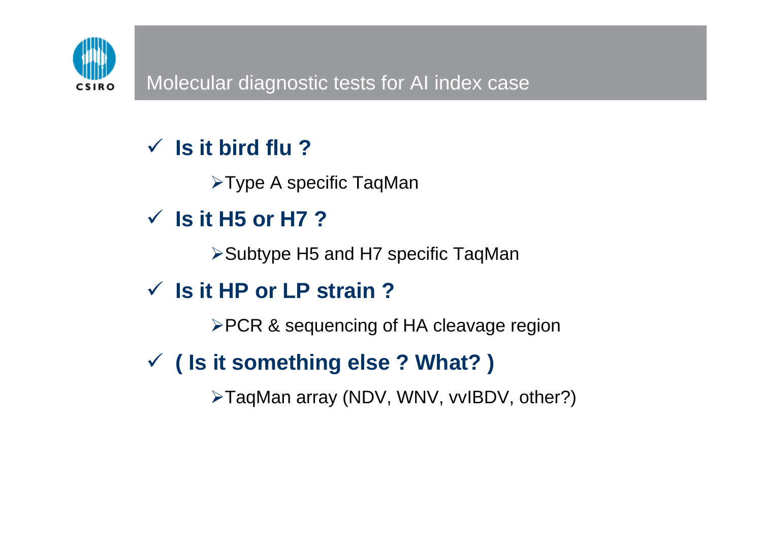# Molecular diagnostic tests for AI index case

- ✓ **Is it bird flu ?**
  - ➢Type A specific TaqMan
- ✓ **Is it H5 or H7 ?**
  - ➢Subtype H5 and H7 specific TaqMan
- ✓ **Is it HP or LP strain ?**
  - ➢PCR & sequencing of HA cleavage region
- ✓ **( Is it something else ? What? )**
  - ➢TaqMan array (NDV, WNV, vvIBDV, other?)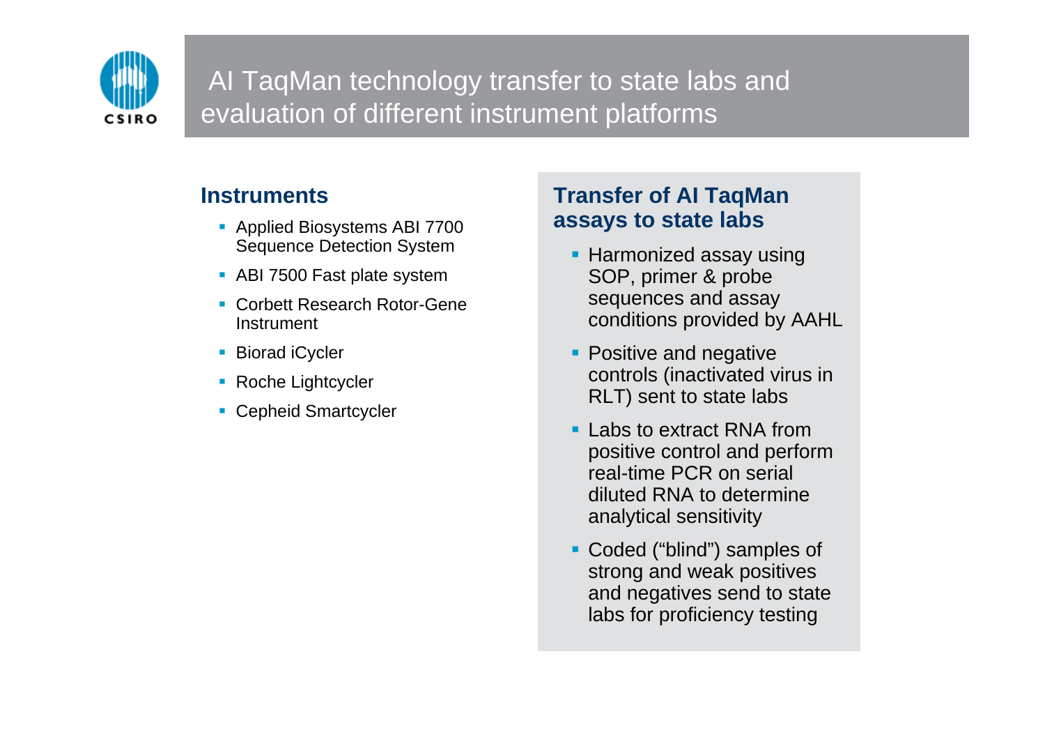# AI TaqMan technology transfer to state labs and evaluation of different instrument platforms

## Instruments

- Applied Biosystems ABI 7700 Sequence Detection System
- ABI 7500 Fast plate system
- Corbett Research Rotor-Gene Instrument
- Biorad iCycler
- Roche Lightcycler
- Cepheid Smartcycler

## Transfer of AI TaqMan assays to state labs

- Harmonized assay using SOP, primer & probe sequences and assay conditions provided by AAHL
- Positive and negative controls (inactivated virus in RLT) sent to state labs
- Labs to extract RNA from positive control and perform real-time PCR on serial diluted RNA to determine analytical sensitivity
- Coded ("blind") samples of strong and weak positives and negatives send to state labs for proficiency testing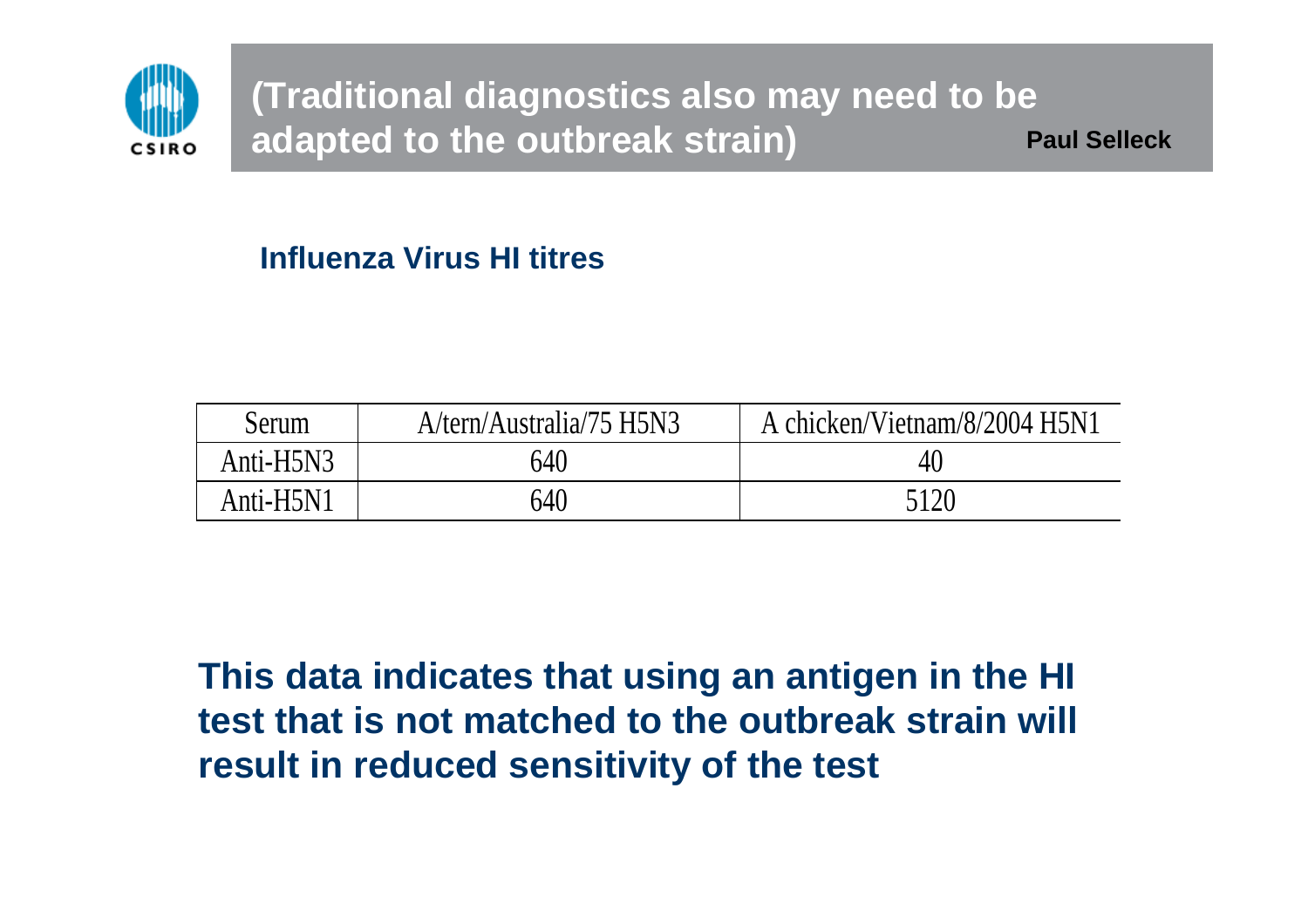# (Traditional diagnostics also may need to be adapted to the outbreak strain)

**Paul Selleck**

**Influenza Virus HI titres**

| Serum | A/tern/Australia/75 H5N3 | A chicken/Vietnam/8/2004 H5N1 |
| --- | --- | --- |
| Anti-H5N3 | 640 | 40 |
| Anti-H5N1 | 640 | 5120 |

**This data indicates that using an antigen in the HI test that is not matched to the outbreak strain will result in reduced sensitivity of the test**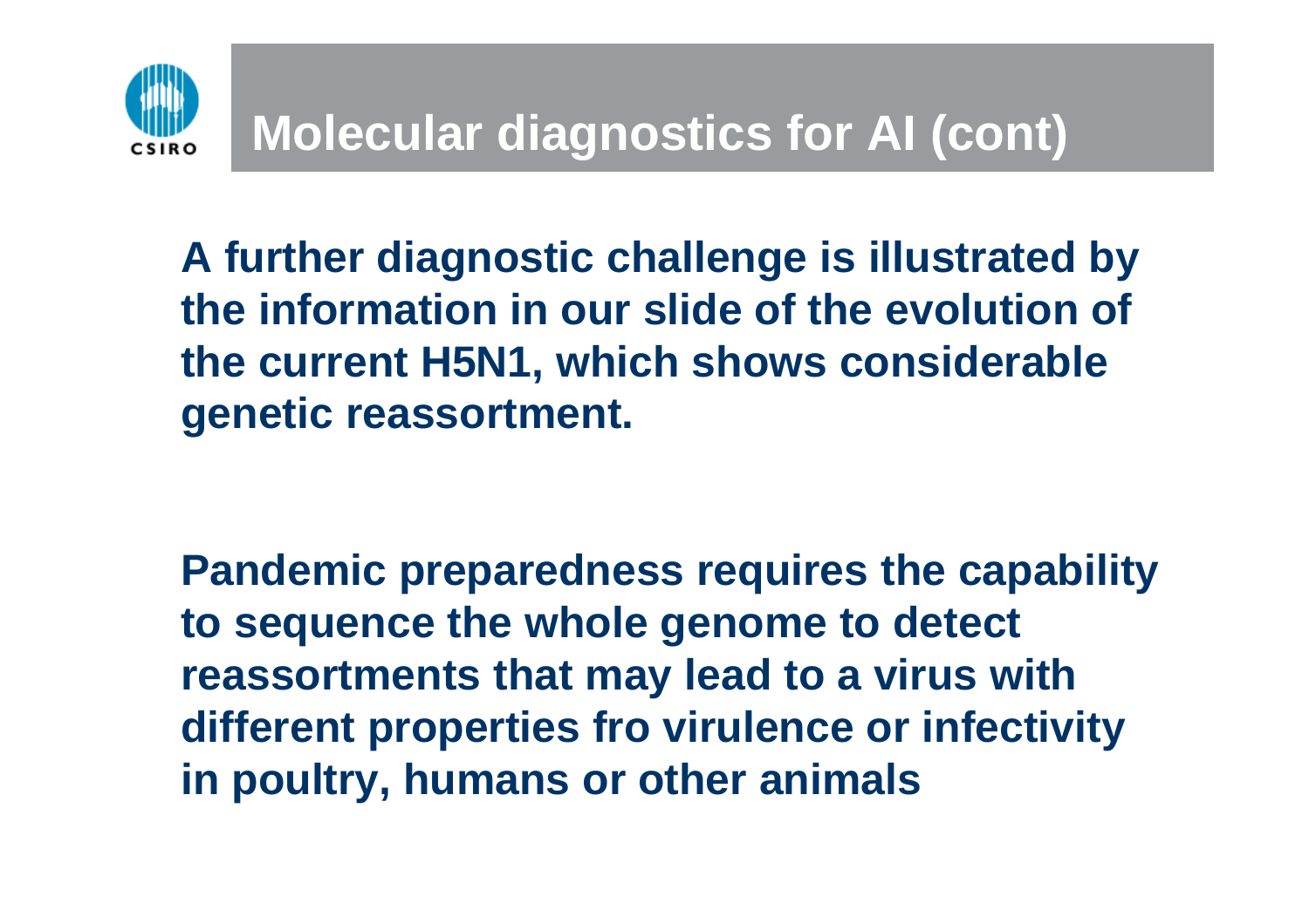# Molecular diagnostics for AI (cont)

**A further diagnostic challenge is illustrated by the information in our slide of the evolution of the current H5N1, which shows considerable genetic reassortment.**

**Pandemic preparedness requires the capability to sequence the whole genome to detect reassortments that may lead to a virus with different properties fro virulence or infectivity in poultry, humans or other animals**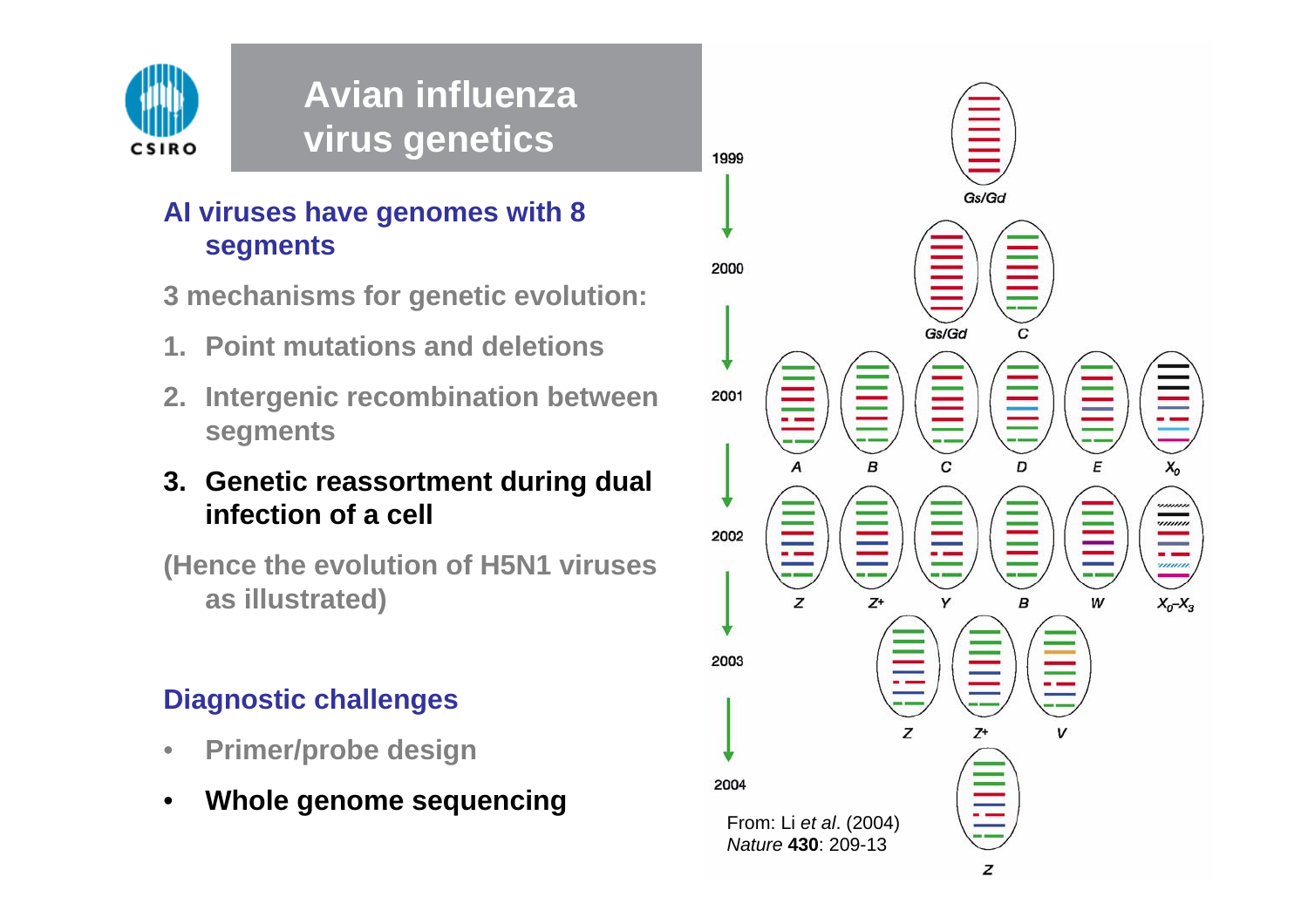# Avian influenza virus genetics

**AI viruses have genomes with 8 segments**

**3 mechanisms for genetic evolution:**

1. **Point mutations and deletions**
2. **Intergenic recombination between segments**
3. **Genetic reassortment during dual infection of a cell**

**(Hence the evolution of H5N1 viruses as illustrated)**

**Diagnostic challenges**

- **Primer/probe design**
- **Whole genome sequencing**

1999

Gs/Gd

2000

Gs/Gd C

2001

A B C D E $X_0$

2002

Z Z+ Y B W $X_0$–$X_3$

2003

Z Z+ V

2004

Z

From: Li *et al*. (2004) *Nature* **430**: 209-13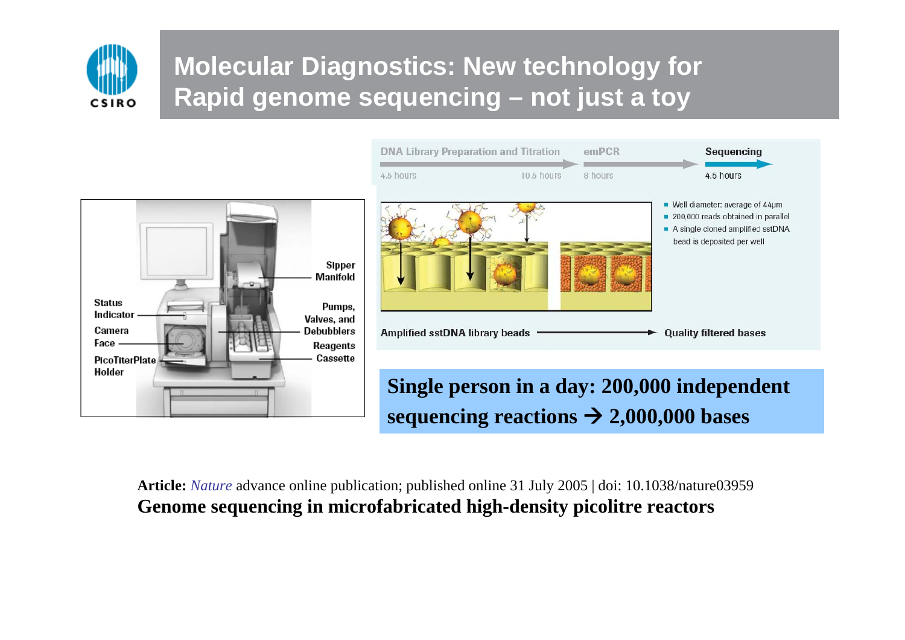# Molecular Diagnostics: New technology for Rapid genome sequencing – not just a toy

Status Indicator

Camera Face

PicoTiterPlate Holder

Sipper Manifold

Pumps, Valves, and Debubblers

Reagents Cassette

DNA Library Preparation and Titration

4.5 hours

10.5 hours

emPCR

8 hours

Sequencing

4.5 hours

- Well diameter: average of 44μm
- 200,000 reads obtained in parallel
- A single cloned amplified sstDNA bead is deposited per well

Amplified sstDNA library beads → Quality filtered bases

**Single person in a day: 200,000 independent sequencing reactions → 2,000,000 bases**

**Article:** *Nature* advance online publication; published online 31 July 2005 | doi: 10.1038/nature03959

**Genome sequencing in microfabricated high-density picolitre reactors**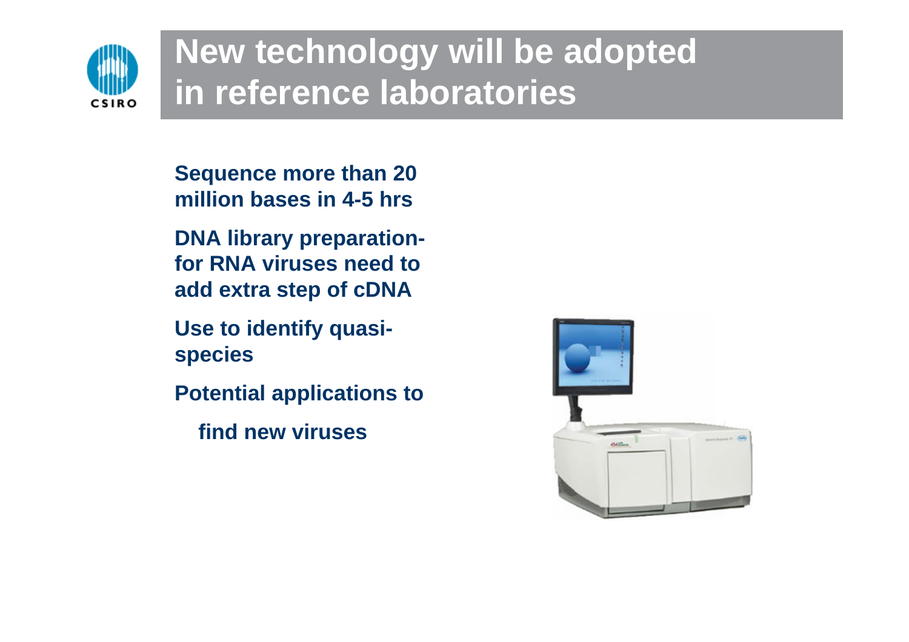# New technology will be adopted in reference laboratories

Sequence more than 20 million bases in 4-5 hrs

DNA library preparation- for RNA viruses need to add extra step of cDNA

Use to identify quasi-species

Potential applications to

find new viruses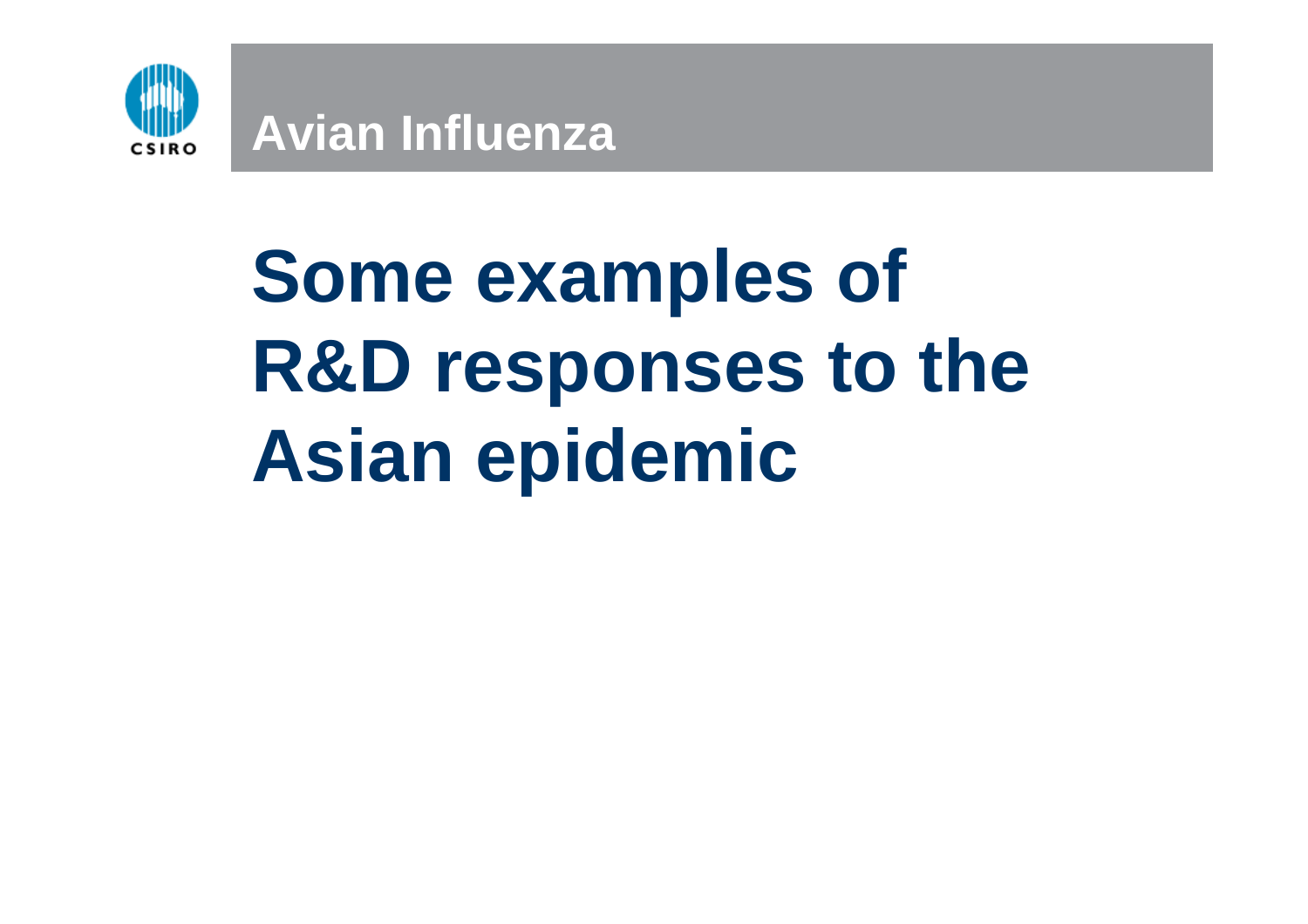## Avian Influenza

# Some examples of R&D responses to the Asian epidemic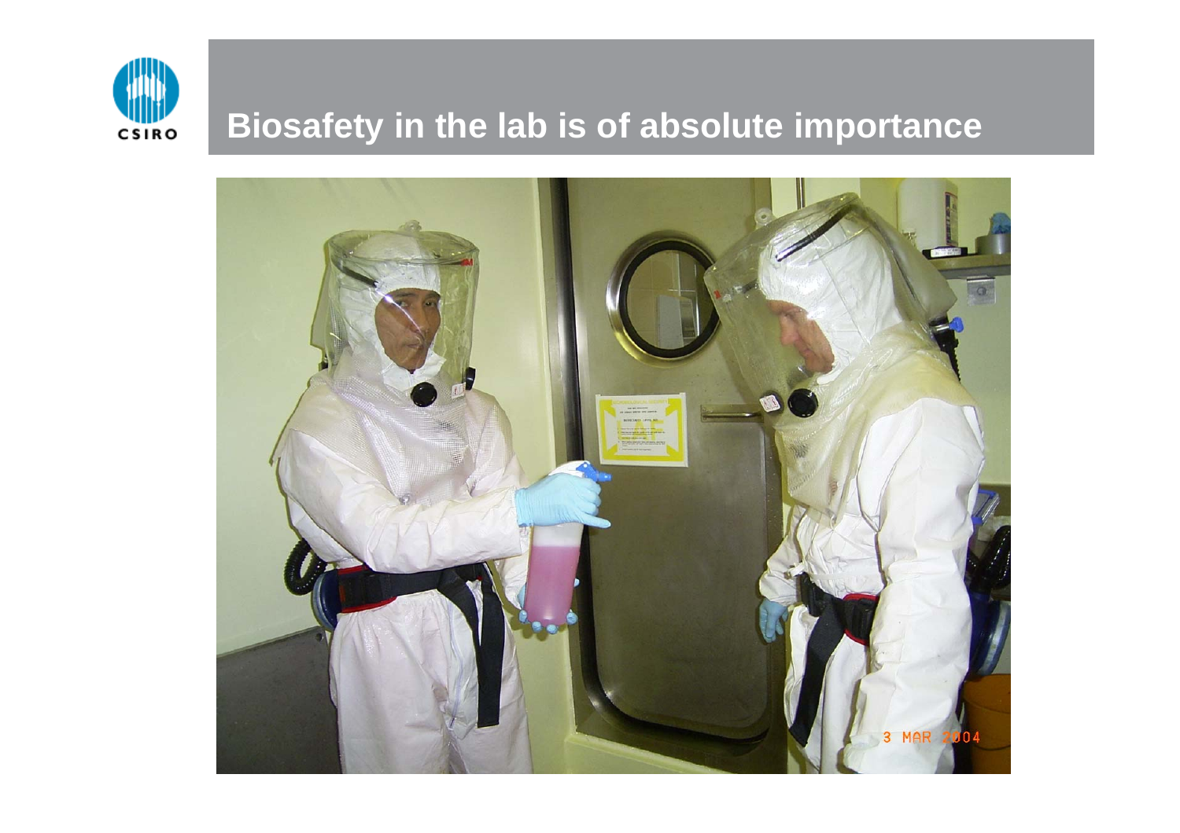# Biosafety in the lab is of absolute importance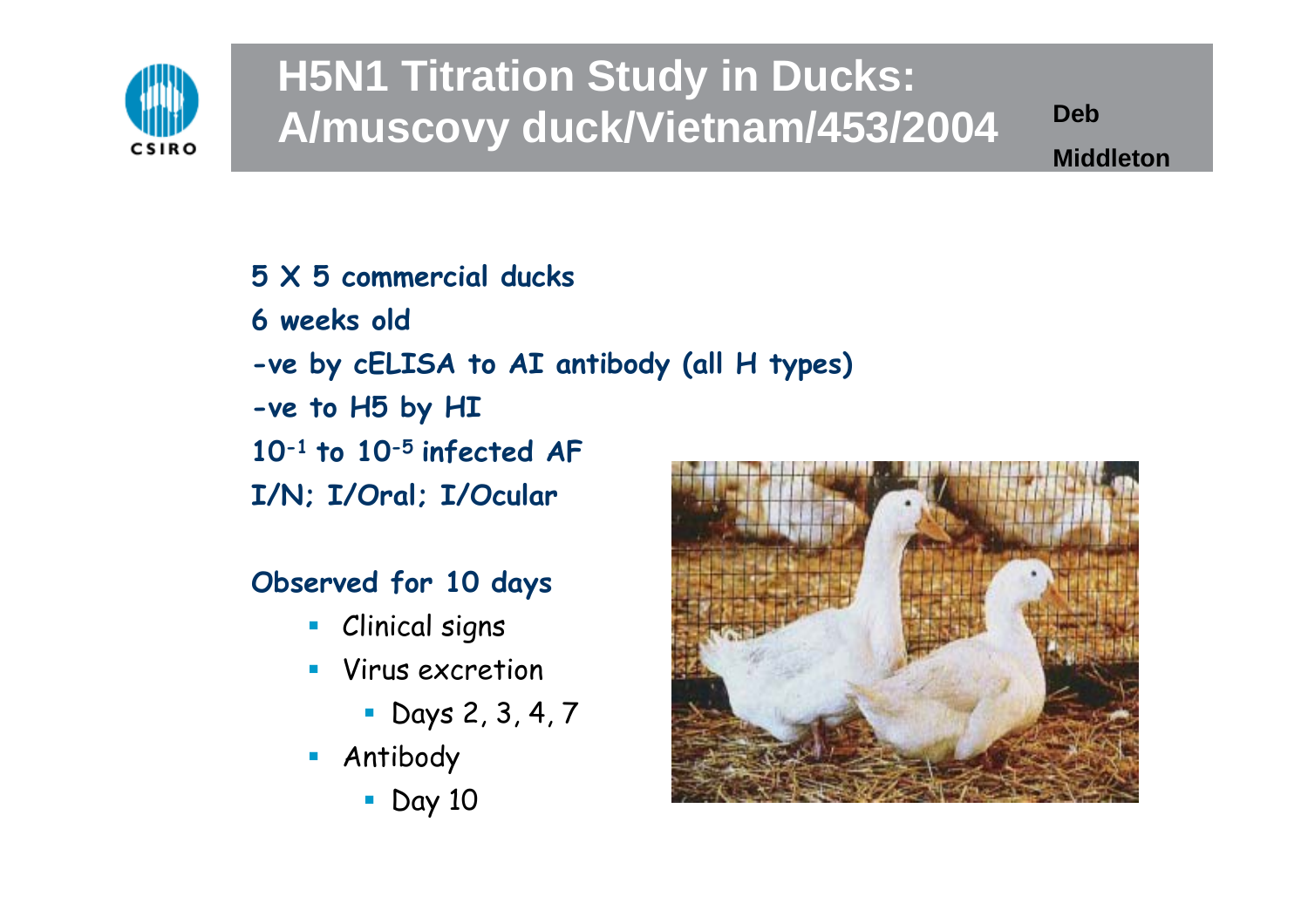# H5N1 Titration Study in Ducks: A/muscovy duck/Vietnam/453/2004

Deb Middleton

5 X 5 commercial ducks

6 weeks old

-ve by cELISA to AI antibody (all H types)

-ve to H5 by HI

$10^{-1}$ to $10^{-5}$ infected AF

I/N; I/Oral; I/Ocular

Observed for 10 days

- Clinical signs
- Virus excretion
  - Days 2, 3, 4, 7
- Antibody
  - Day 10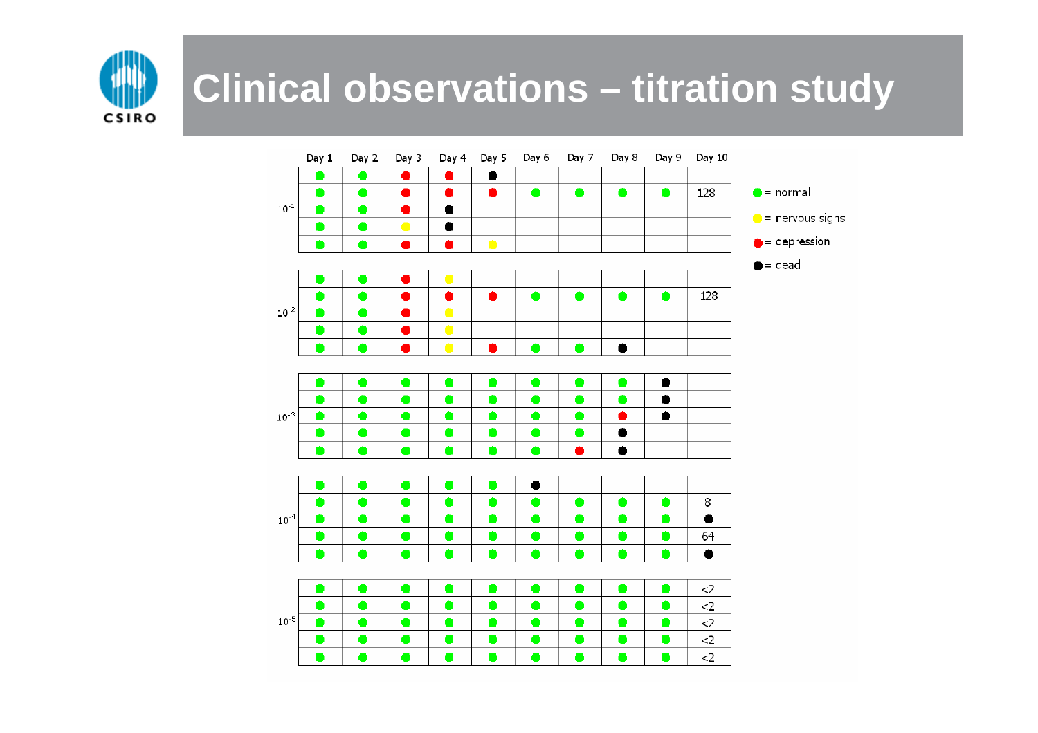# Clinical observations – titration study

| Dilution | Day 1 | Day 2 | Day 3 | Day 4 | Day 5 | Day 6 | Day 7 | Day 8 | Day 9 | Day 10 |
|---|---|---|---|---|---|---|---|---|---|---|
| $10^{-1}$ | normal | normal | depression | depression | dead | | | | | |
| | normal | normal | depression | depression | depression | normal | normal | normal | normal | 128 |
| | normal | normal | depression | dead | | | | | | |
| | normal | normal | nervous signs | dead | | | | | | |
| | normal | normal | depression | depression | nervous signs | | | | | |
| $10^{-2}$ | normal | normal | depression | nervous signs | | | | | | |
| | normal | normal | depression | depression | depression | normal | normal | normal | normal | 128 |
| | normal | normal | depression | nervous signs | | | | | | |
| | normal | normal | depression | nervous signs | | | | | | |
| | normal | normal | depression | nervous signs | depression | normal | normal | dead | | |
| $10^{-3}$ | normal | normal | normal | normal | normal | normal | normal | normal | dead | |
| | normal | normal | normal | normal | normal | normal | normal | normal | dead | |
| | normal | normal | normal | normal | normal | normal | normal | depression | dead | |
| | normal | normal | normal | normal | normal | normal | normal | dead | | |
| | normal | normal | normal | normal | normal | normal | depression | dead | | |
| $10^{-4}$ | normal | normal | normal | normal | normal | dead | | | | |
| | normal | normal | normal | normal | normal | normal | normal | normal | normal | 8 |
| | normal | normal | normal | normal | normal | normal | normal | normal | normal | dead |
| | normal | normal | normal | normal | normal | normal | normal | normal | normal | 64 |
| | normal | normal | normal | normal | normal | normal | normal | normal | normal | dead |
| $10^{-5}$ | normal | normal | normal | normal | normal | normal | normal | normal | normal | <2 |
| | normal | normal | normal | normal | normal | normal | normal | normal | normal | <2 |
| | normal | normal | normal | normal | normal | normal | normal | normal | normal | <2 |
| | normal | normal | normal | normal | normal | normal | normal | normal | normal | <2 |
| | normal | normal | normal | normal | normal | normal | normal | normal | normal | <2 |

● (green) = normal

● (yellow) = nervous signs

● (red) = depression

● (black) = dead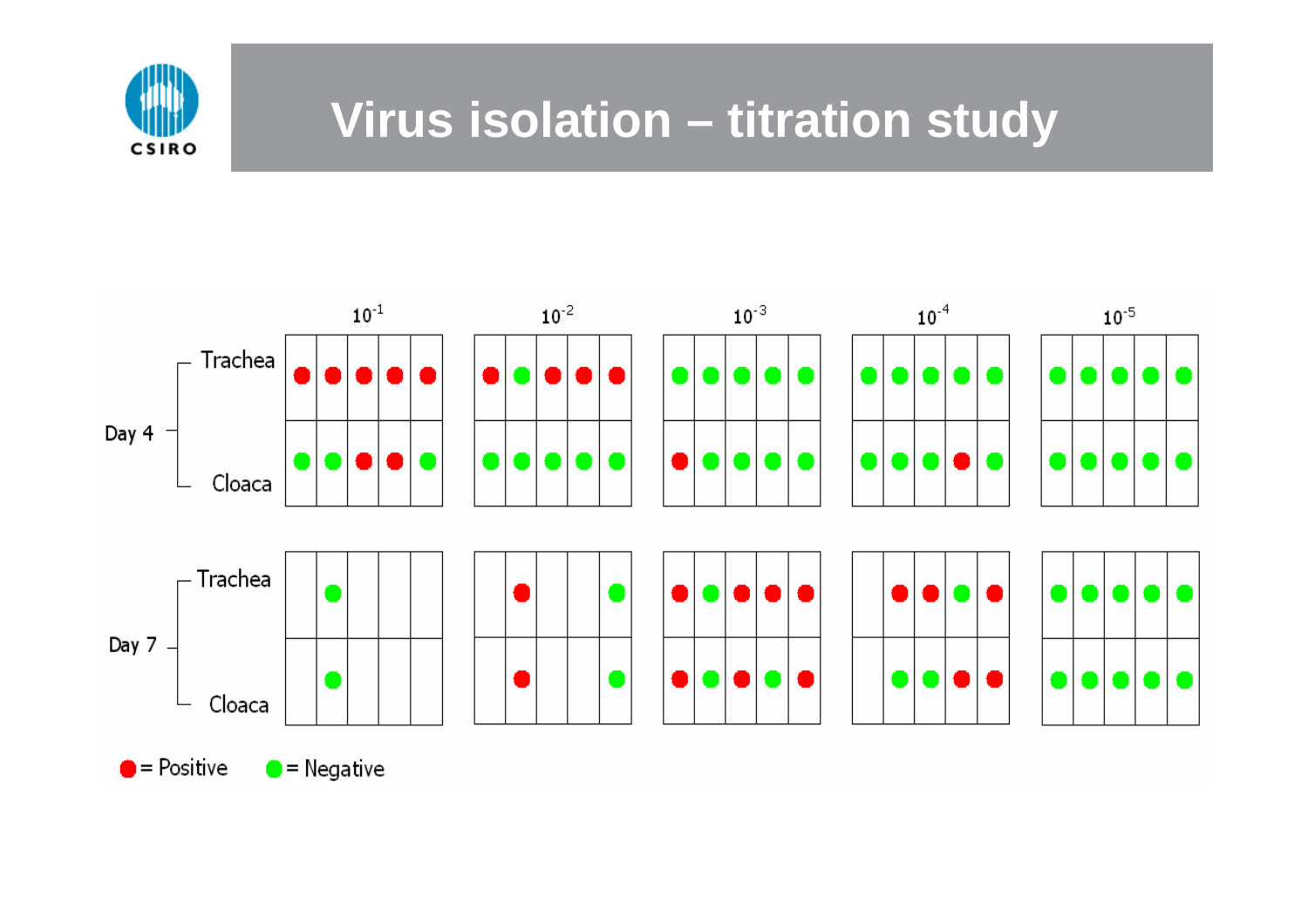# Virus isolation – titration study

$10^{-1}$ $10^{-2}$ $10^{-3}$ $10^{-4}$ $10^{-5}$

Day 4

Trachea

Cloaca

Day 7

Trachea

Cloaca

= Positive = Negative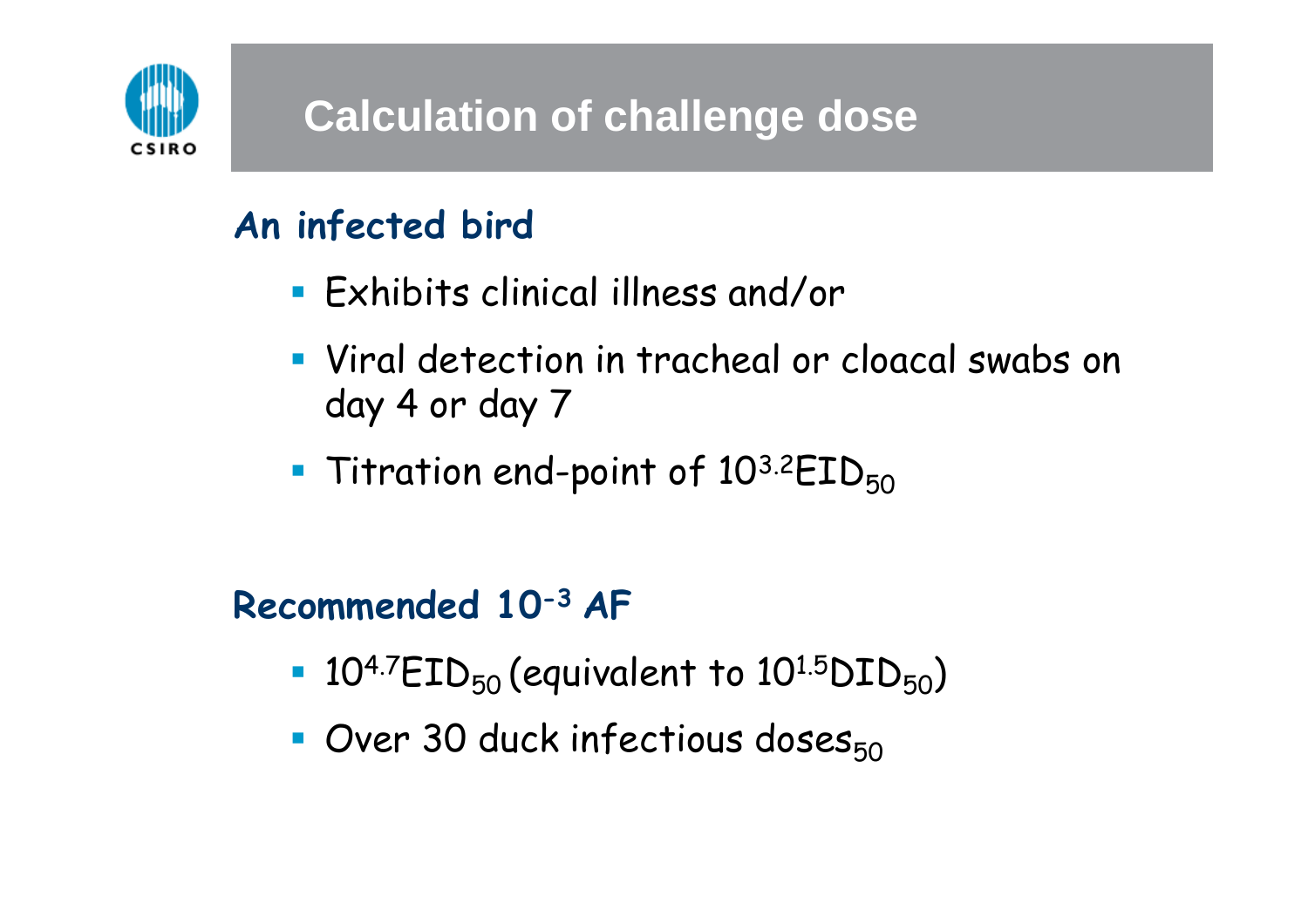# Calculation of challenge dose

## An infected bird

- Exhibits clinical illness and/or
- Viral detection in tracheal or cloacal swabs on day 4 or day 7
- Titration end-point of $10^{3.2}EID_{50}$

## Recommended $10^{-3}$ AF

- $10^{4.7}EID_{50}$ (equivalent to $10^{1.5}DID_{50}$)
- Over 30 duck infectious $doses_{50}$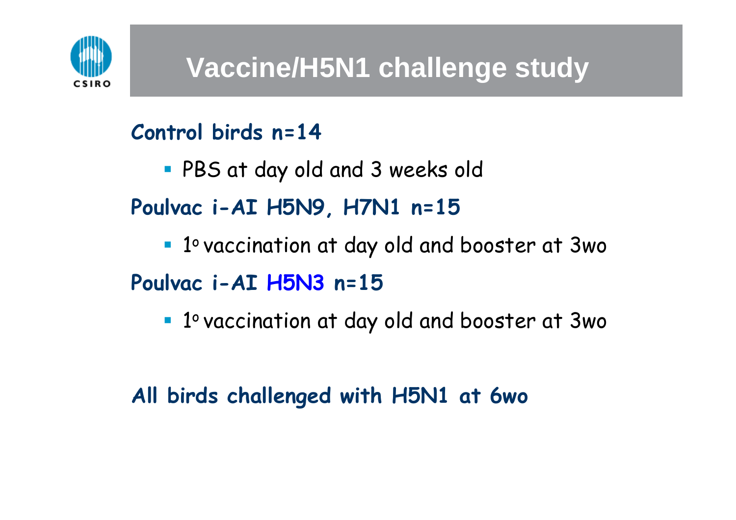# Vaccine/H5N1 challenge study

**Control birds n=14**

- PBS at day old and 3 weeks old

**Poulvac i-AI H5N9, H7N1 n=15**

- 1° vaccination at day old and booster at 3wo

**Poulvac i-AI H5N3 n=15**

- 1° vaccination at day old and booster at 3wo

**All birds challenged with H5N1 at 6wo**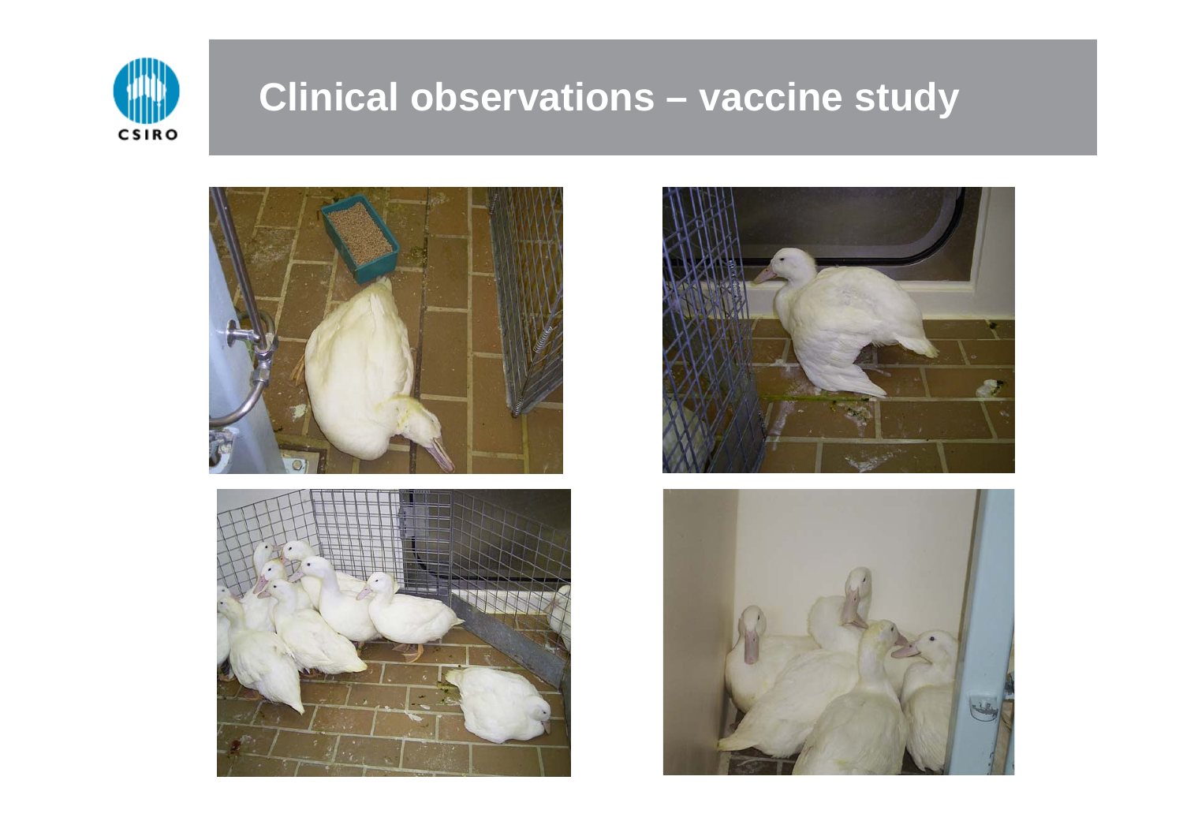# Clinical observations – vaccine study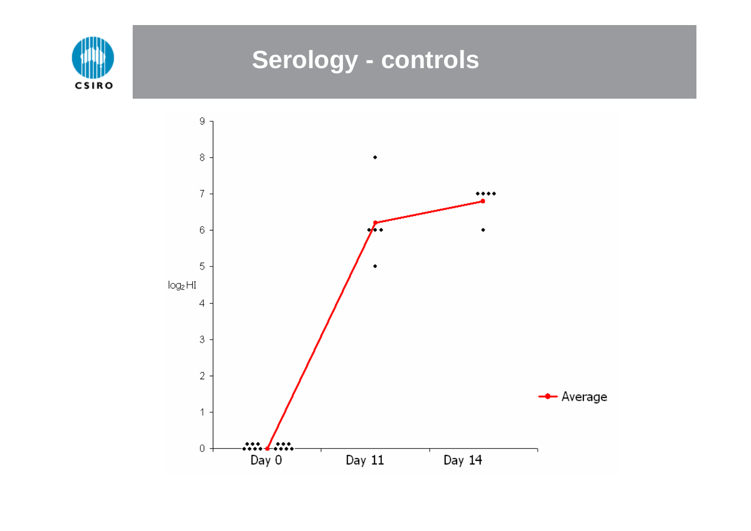# Serology - controls

log₂ HI

9
8
7
6
5
4
3
2
1
0

Day 0
Day 11
Day 14

Average

# Serology - controls

$\log_2$ HI

9
8
7
6
5
4
3
2
1
0

Day 0
Day 11
Day 14

Average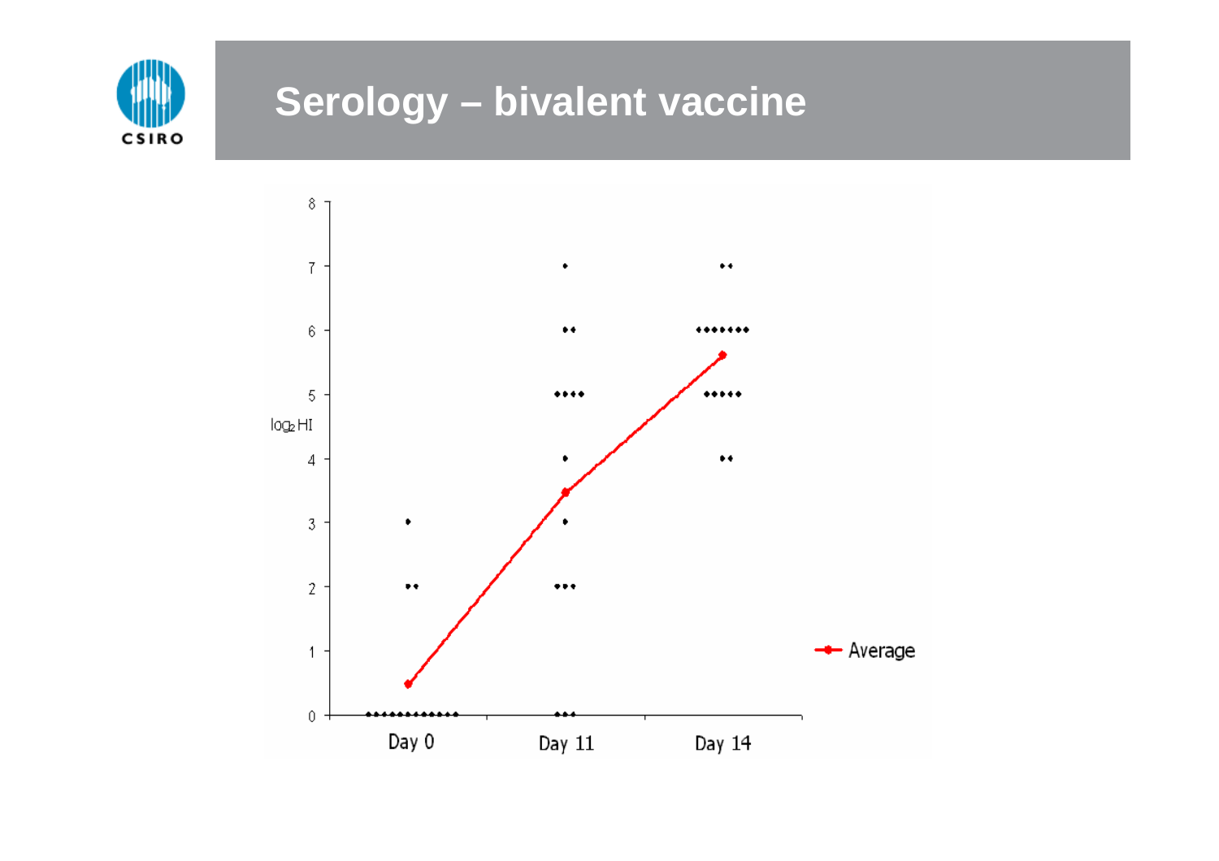# Serology – bivalent vaccine

8
7
6
5
4
3
2
1
0

log2 HI

Day 0
Day 11
Day 14

Average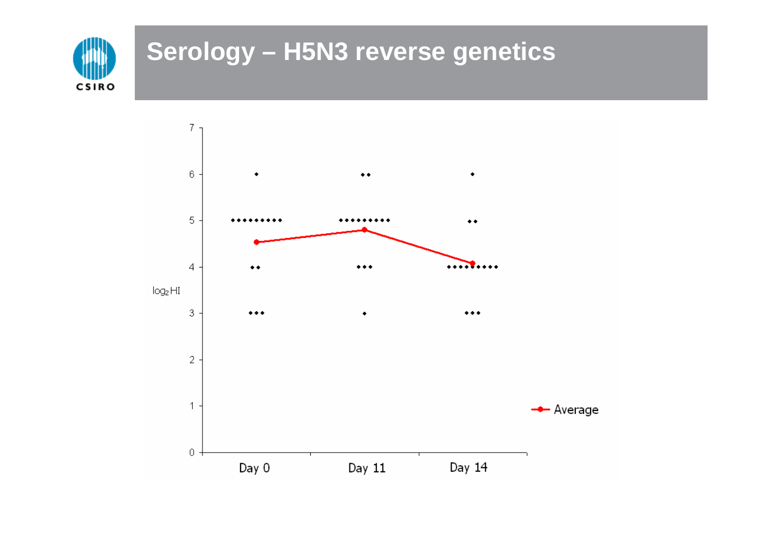# Serology – H5N3 reverse genetics

7
6
5
4
3
2
1
0

$log_2$ HI

Day 0
Day 11
Day 14

Average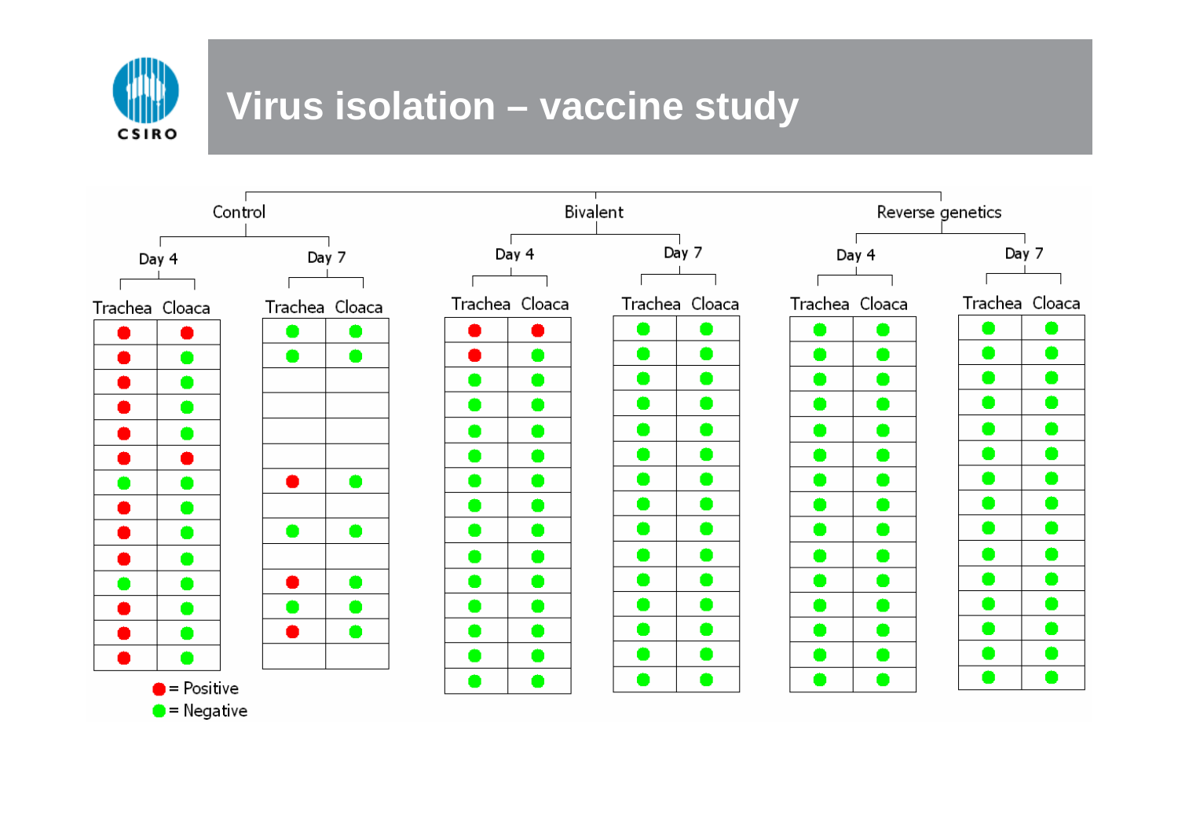# Virus isolation – vaccine study

Control

Day 4

Trachea Cloaca

Day 7

Trachea Cloaca

Bivalent

Day 4

Trachea Cloaca

Day 7

Trachea Cloaca

Reverse genetics

Day 4

Trachea Cloaca

Day 7

Trachea Cloaca

= Positive

= Negative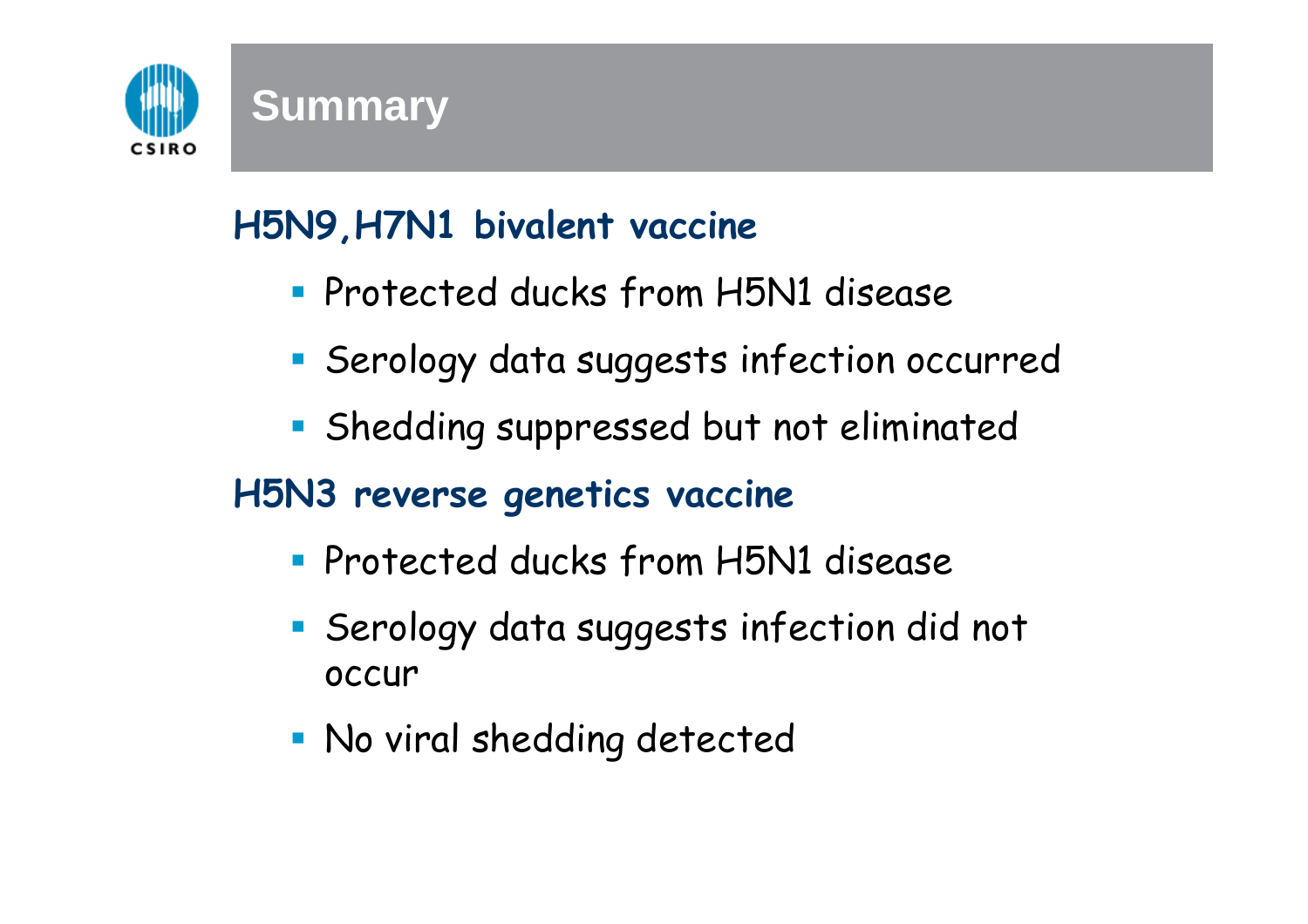# Summary

## H5N9,H7N1 bivalent vaccine

- Protected ducks from H5N1 disease
- Serology data suggests infection occurred
- Shedding suppressed but not eliminated

## H5N3 reverse genetics vaccine

- Protected ducks from H5N1 disease
- Serology data suggests infection did not occur
- No viral shedding detected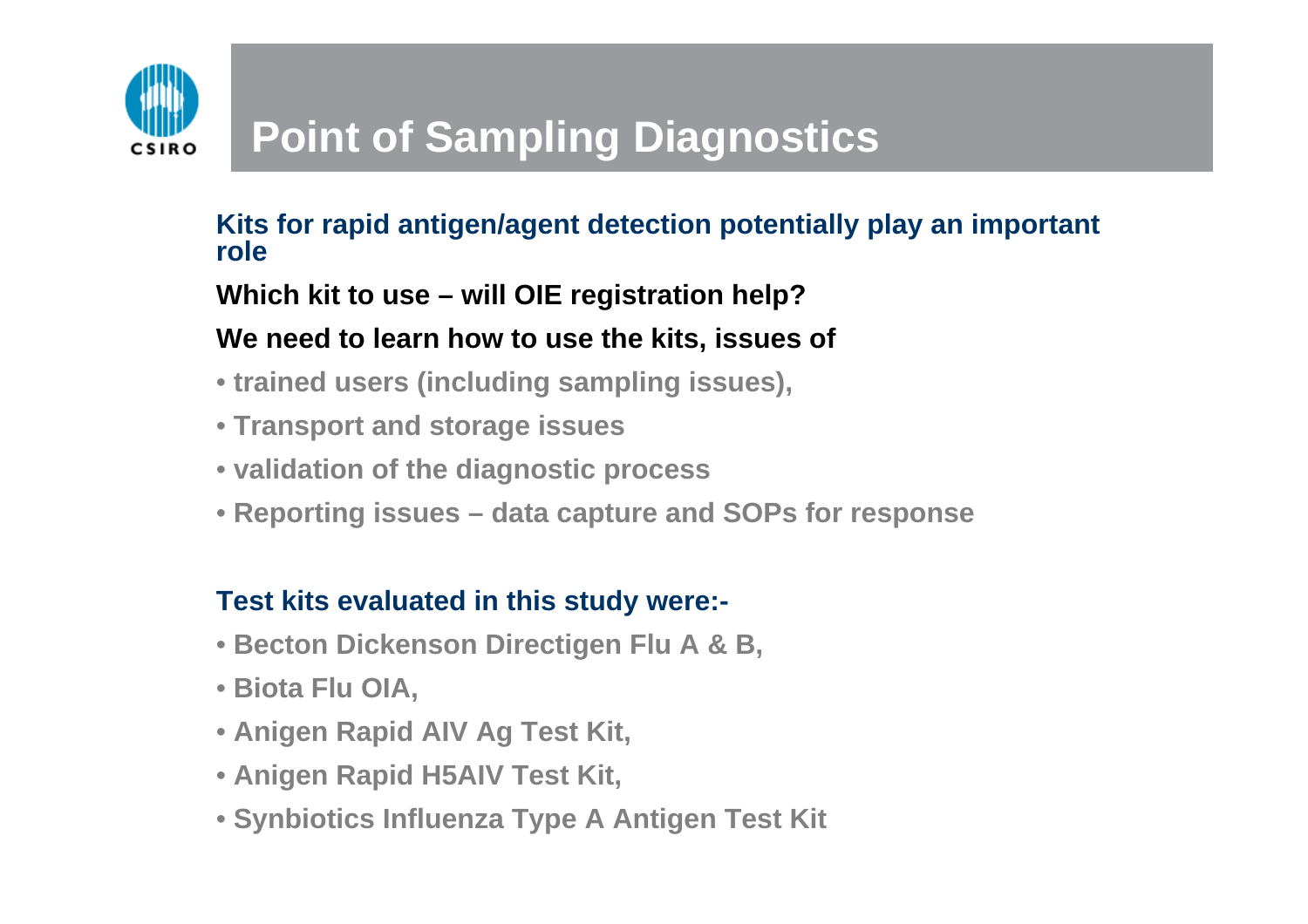# Point of Sampling Diagnostics

**Kits for rapid antigen/agent detection potentially play an important role**

**Which kit to use – will OIE registration help?**

**We need to learn how to use the kits, issues of**

- **trained users (including sampling issues),**
- **Transport and storage issues**
- **validation of the diagnostic process**
- **Reporting issues – data capture and SOPs for response**

**Test kits evaluated in this study were:-**

- **Becton Dickenson Directigen Flu A & B,**
- **Biota Flu OIA,**
- **Anigen Rapid AIV Ag Test Kit,**
- **Anigen Rapid H5AIV Test Kit,**
- **Synbiotics Influenza Type A Antigen Test Kit**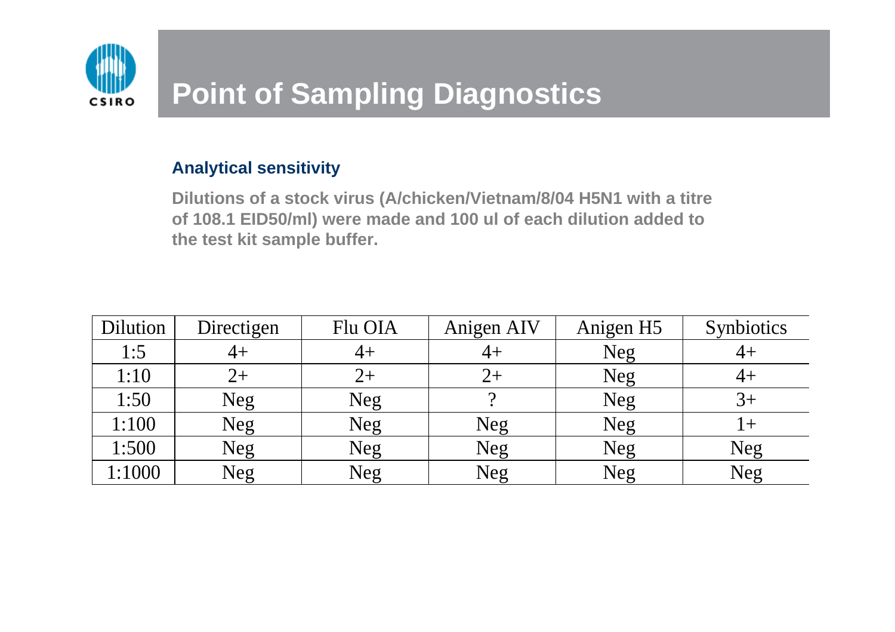# Point of Sampling Diagnostics

### Analytical sensitivity

**Dilutions of a stock virus (A/chicken/Vietnam/8/04 H5N1 with a titre of 108.1 EID50/ml) were made and 100 ul of each dilution added to the test kit sample buffer.**

| Dilution | Directigen | Flu OIA | Anigen AIV | Anigen H5 | Synbiotics |
|---|---|---|---|---|---|
| 1:5 | 4+ | 4+ | 4+ | Neg | 4+ |
| 1:10 | 2+ | 2+ | 2+ | Neg | 4+ |
| 1:50 | Neg | Neg | ? | Neg | 3+ |
| 1:100 | Neg | Neg | Neg | Neg | 1+ |
| 1:500 | Neg | Neg | Neg | Neg | Neg |
| 1:1000 | Neg | Neg | Neg | Neg | Neg |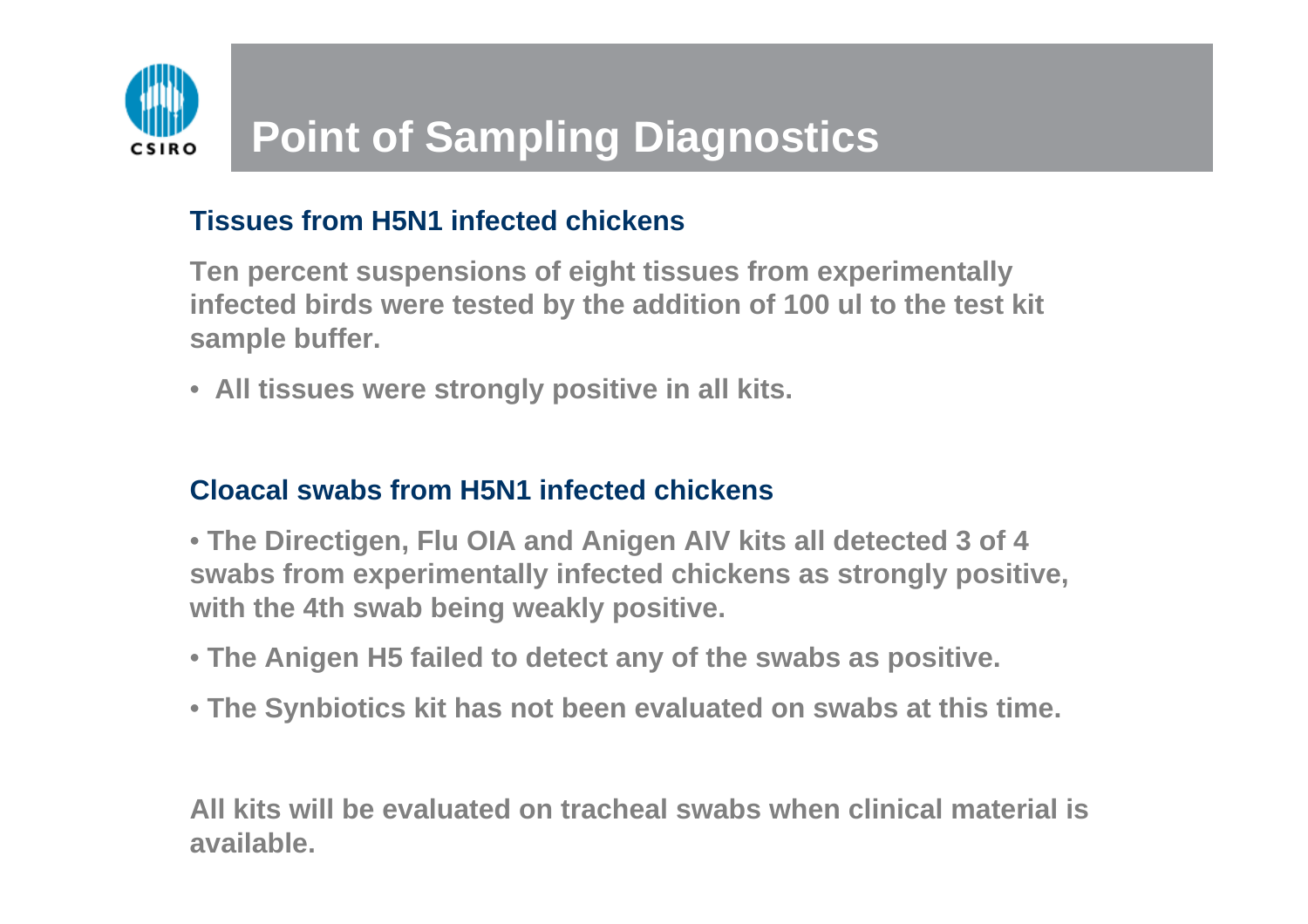# Point of Sampling Diagnostics

## Tissues from H5N1 infected chickens

Ten percent suspensions of eight tissues from experimentally infected birds were tested by the addition of 100 ul to the test kit sample buffer.

- All tissues were strongly positive in all kits.

## Cloacal swabs from H5N1 infected chickens

- The Directigen, Flu OIA and Anigen AIV kits all detected 3 of 4 swabs from experimentally infected chickens as strongly positive, with the 4th swab being weakly positive.
- The Anigen H5 failed to detect any of the swabs as positive.
- The Synbiotics kit has not been evaluated on swabs at this time.

All kits will be evaluated on tracheal swabs when clinical material is available.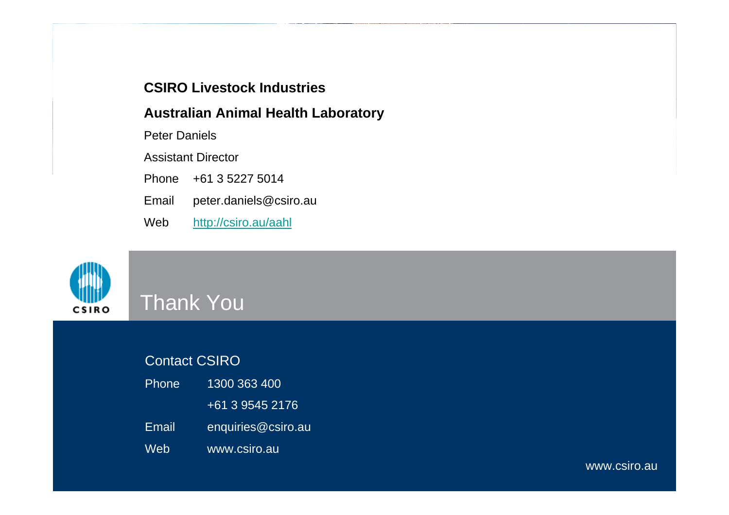**CSIRO Livestock Industries**

**Australian Animal Health Laboratory**

Peter Daniels

Assistant Director

Phone +61 3 5227 5014

Email peter.daniels@csiro.au

Web [http://csiro.au/aahl](http://csiro.au/aahl)

CSIRO

# Thank You

Contact CSIRO

Phone 1300 363 400

+61 3 9545 2176

Email enquiries@csiro.au

Web www.csiro.au

www.csiro.au